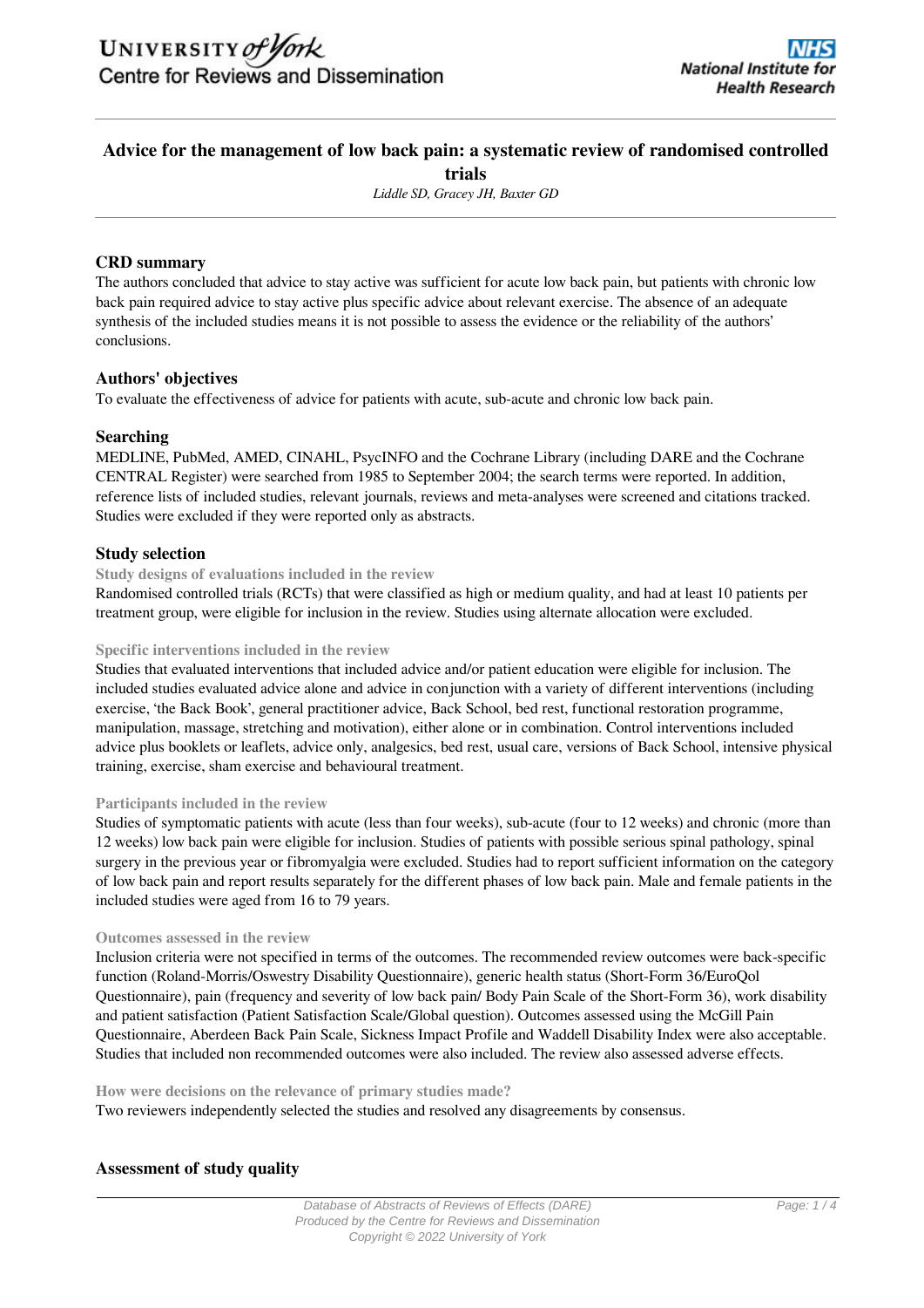# Advice for the management of low back pain: a systematic review of randomised controlled trials

*Liddle SD, Gracey JH, Baxter GD*

## CRD summary

The authors concluded that advice to stay active was sufficient for acute low back pain, but patients with chronic low back pain required advice to stay active plus specific advice about relevant exercise. The absence of an adequate synthesis of the included studies means it is not possible to assess the evidence or the reliability of the authors' conclusions.

## Authors' objectives

To evaluate the effectiveness of advice for patients with acute, sub-acute and chronic low back pain.

## Searching

MEDLINE, PubMed, AMED, CINAHL, PsycINFO and the Cochrane Library (including DARE and the Cochrane CENTRAL Register) were searched from 1985 to September 2004; the search terms were reported. In addition, reference lists of included studies, relevant journals, reviews and meta-analyses were screened and citations tracked. Studies were excluded if they were reported only as abstracts.

## Study selection

### Study designs of evaluations included in the review

Randomised controlled trials (RCTs) that were classified as high or medium quality, and had at least 10 patients per treatment group, were eligible for inclusion in the review. Studies using alternate allocation were excluded.

### Specific interventions included in the review

Studies that evaluated interventions that included advice and/or patient education were eligible for inclusion. The included studies evaluated advice alone and advice in conjunction with a variety of different interventions (including exercise, 'the Back Book', general practitioner advice, Back School, bed rest, functional restoration programme, manipulation, massage, stretching and motivation), either alone or in combination. Control interventions included advice plus booklets or leaflets, advice only, analgesics, bed rest, usual care, versions of Back School, intensive physical training, exercise, sham exercise and behavioural treatment.

### Participants included in the review

Studies of symptomatic patients with acute (less than four weeks), sub-acute (four to 12 weeks) and chronic (more than 12 weeks) low back pain were eligible for inclusion. Studies of patients with possible serious spinal pathology, spinal surgery in the previous year or fibromyalgia were excluded. Studies had to report sufficient information on the category of low back pain and report results separately for the different phases of low back pain. Male and female patients in the included studies were aged from 16 to 79 years.

### Outcomes assessed in the review

Inclusion criteria were not specified in terms of the outcomes. The recommended review outcomes were back-specific function (Roland-Morris/Oswestry Disability Questionnaire), generic health status (Short-Form 36/EuroQol Questionnaire), pain (frequency and severity of low back pain/ Body Pain Scale of the Short-Form 36), work disability and patient satisfaction (Patient Satisfaction Scale/Global question). Outcomes assessed using the McGill Pain Questionnaire, Aberdeen Back Pain Scale, Sickness Impact Profile and Waddell Disability Index were also acceptable. Studies that included non recommended outcomes were also included. The review also assessed adverse effects.

### How were decisions on the relevance of primary studies made?

Two reviewers independently selected the studies and resolved any disagreements by consensus.

## Assessment of study quality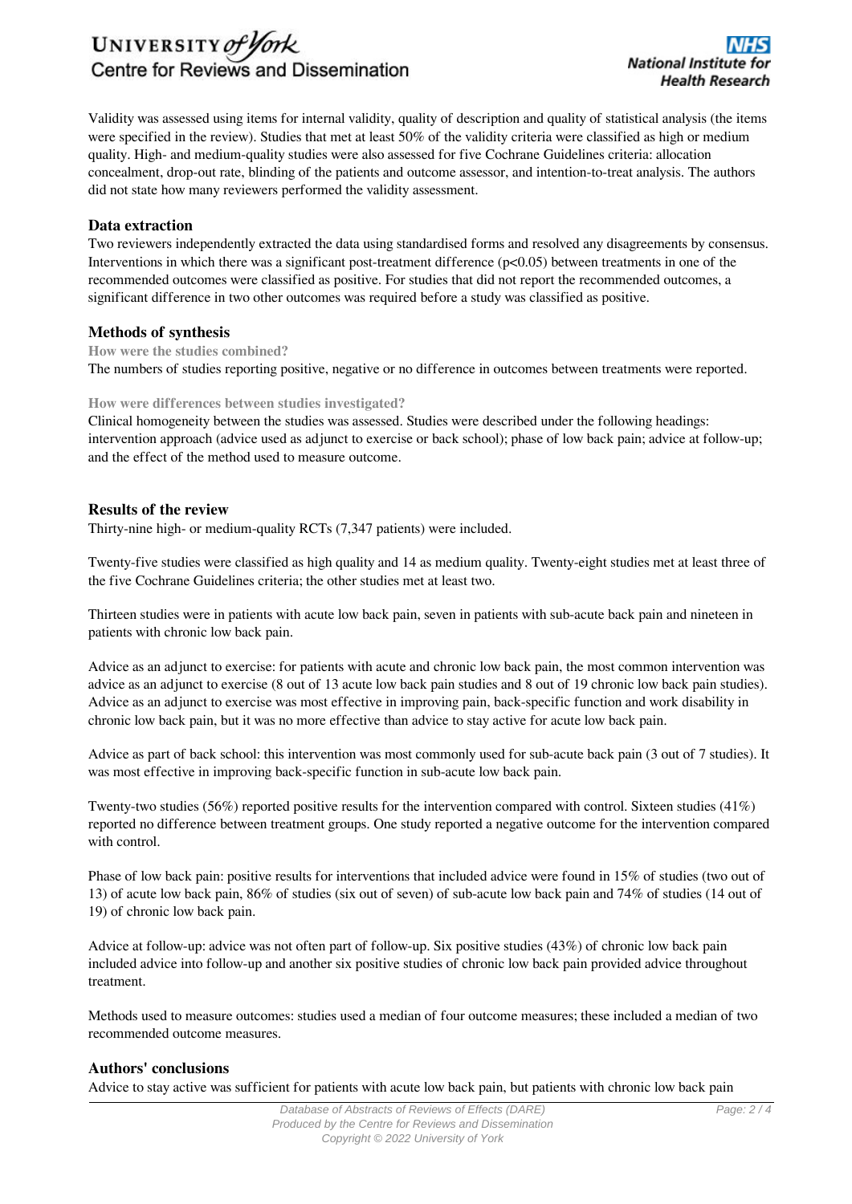Validity was assessed using items for internal validity, quality of description and quality of statistical analysis (the items were specified in the review). Studies that met at least 50% of the validity criteria were classified as high or medium quality. High- and medium-quality studies were also assessed for five Cochrane Guidelines criteria: allocation concealment, drop-out rate, blinding of the patients and outcome assessor, and intention-to-treat analysis. The authors did not state how many reviewers performed the validity assessment.

### Data extraction

Two reviewers independently extracted the data using standardised forms and resolved any disagreements by consensus. Interventions in which there was a significant post-treatment difference ($p<0.05$) between treatments in one of the recommended outcomes were classified as positive. For studies that did not report the recommended outcomes, a significant difference in two other outcomes was required before a study was classified as positive.

### Methods of synthesis

**How were the studies combined?**

The numbers of studies reporting positive, negative or no difference in outcomes between treatments were reported.

**How were differences between studies investigated?**

Clinical homogeneity between the studies was assessed. Studies were described under the following headings: intervention approach (advice used as adjunct to exercise or back school); phase of low back pain; advice at follow-up; and the effect of the method used to measure outcome.

### Results of the review

Thirty-nine high- or medium-quality RCTs (7,347 patients) were included.

Twenty-five studies were classified as high quality and 14 as medium quality. Twenty-eight studies met at least three of the five Cochrane Guidelines criteria; the other studies met at least two.

Thirteen studies were in patients with acute low back pain, seven in patients with sub-acute back pain and nineteen in patients with chronic low back pain.

Advice as an adjunct to exercise: for patients with acute and chronic low back pain, the most common intervention was advice as an adjunct to exercise (8 out of 13 acute low back pain studies and 8 out of 19 chronic low back pain studies). Advice as an adjunct to exercise was most effective in improving pain, back-specific function and work disability in chronic low back pain, but it was no more effective than advice to stay active for acute low back pain.

Advice as part of back school: this intervention was most commonly used for sub-acute back pain (3 out of 7 studies). It was most effective in improving back-specific function in sub-acute low back pain.

Twenty-two studies (56%) reported positive results for the intervention compared with control. Sixteen studies (41%) reported no difference between treatment groups. One study reported a negative outcome for the intervention compared with control.

Phase of low back pain: positive results for interventions that included advice were found in 15% of studies (two out of 13) of acute low back pain, 86% of studies (six out of seven) of sub-acute low back pain and 74% of studies (14 out of 19) of chronic low back pain.

Advice at follow-up: advice was not often part of follow-up. Six positive studies (43%) of chronic low back pain included advice into follow-up and another six positive studies of chronic low back pain provided advice throughout treatment.

Methods used to measure outcomes: studies used a median of four outcome measures; these included a median of two recommended outcome measures.

### Authors' conclusions

Advice to stay active was sufficient for patients with acute low back pain, but patients with chronic low back pain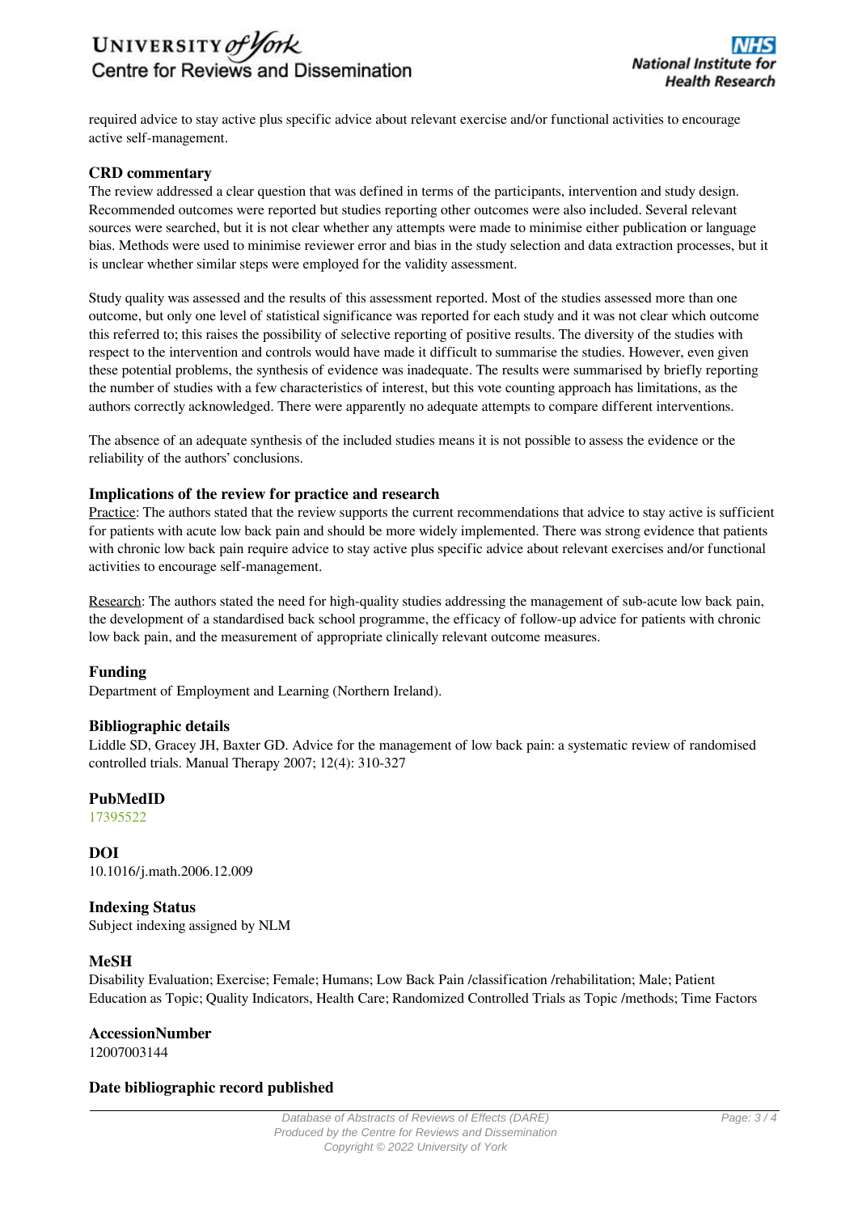required advice to stay active plus specific advice about relevant exercise and/or functional activities to encourage active self-management.

### CRD commentary

The review addressed a clear question that was defined in terms of the participants, intervention and study design. Recommended outcomes were reported but studies reporting other outcomes were also included. Several relevant sources were searched, but it is not clear whether any attempts were made to minimise either publication or language bias. Methods were used to minimise reviewer error and bias in the study selection and data extraction processes, but it is unclear whether similar steps were employed for the validity assessment.

Study quality was assessed and the results of this assessment reported. Most of the studies assessed more than one outcome, but only one level of statistical significance was reported for each study and it was not clear which outcome this referred to; this raises the possibility of selective reporting of positive results. The diversity of the studies with respect to the intervention and controls would have made it difficult to summarise the studies. However, even given these potential problems, the synthesis of evidence was inadequate. The results were summarised by briefly reporting the number of studies with a few characteristics of interest, but this vote counting approach has limitations, as the authors correctly acknowledged. There were apparently no adequate attempts to compare different interventions.

The absence of an adequate synthesis of the included studies means it is not possible to assess the evidence or the reliability of the authors' conclusions.

### Implications of the review for practice and research

Practice: The authors stated that the review supports the current recommendations that advice to stay active is sufficient for patients with acute low back pain and should be more widely implemented. There was strong evidence that patients with chronic low back pain require advice to stay active plus specific advice about relevant exercises and/or functional activities to encourage self-management.

Research: The authors stated the need for high-quality studies addressing the management of sub-acute low back pain, the development of a standardised back school programme, the efficacy of follow-up advice for patients with chronic low back pain, and the measurement of appropriate clinically relevant outcome measures.

### Funding

Department of Employment and Learning (Northern Ireland).

### Bibliographic details

Liddle SD, Gracey JH, Baxter GD. Advice for the management of low back pain: a systematic review of randomised controlled trials. Manual Therapy 2007; 12(4): 310-327

### PubMedID

17395522

### DOI

10.1016/j.math.2006.12.009

### Indexing Status

Subject indexing assigned by NLM

### MeSH

Disability Evaluation; Exercise; Female; Humans; Low Back Pain /classification /rehabilitation; Male; Patient Education as Topic; Quality Indicators, Health Care; Randomized Controlled Trials as Topic /methods; Time Factors

### AccessionNumber

12007003144

### Date bibliographic record published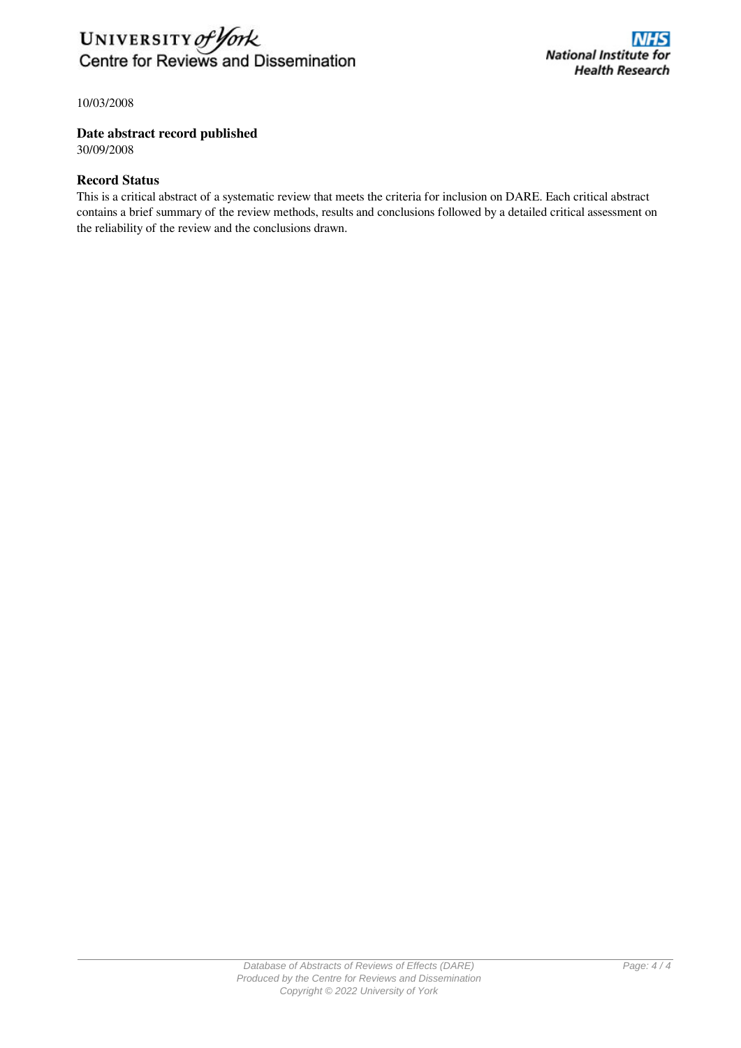10/03/2008

**Date abstract record published**

30/09/2008

**Record Status**

This is a critical abstract of a systematic review that meets the criteria for inclusion on DARE. Each critical abstract contains a brief summary of the review methods, results and conclusions followed by a detailed critical assessment on the reliability of the review and the conclusions drawn.